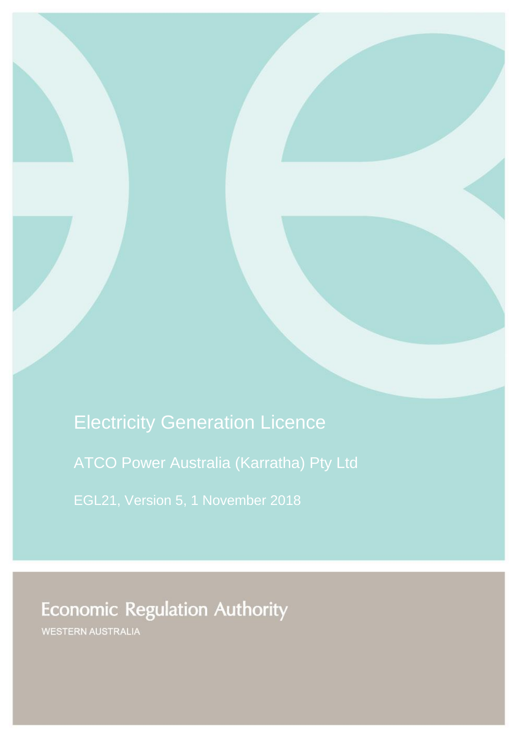# Electricity Generation Licence

## ATCO Power Australia (Karratha) Pty Ltd

EGL21, Version 5, 1 November 2018

Economic Regulation Authority

WESTERN AUSTRALIA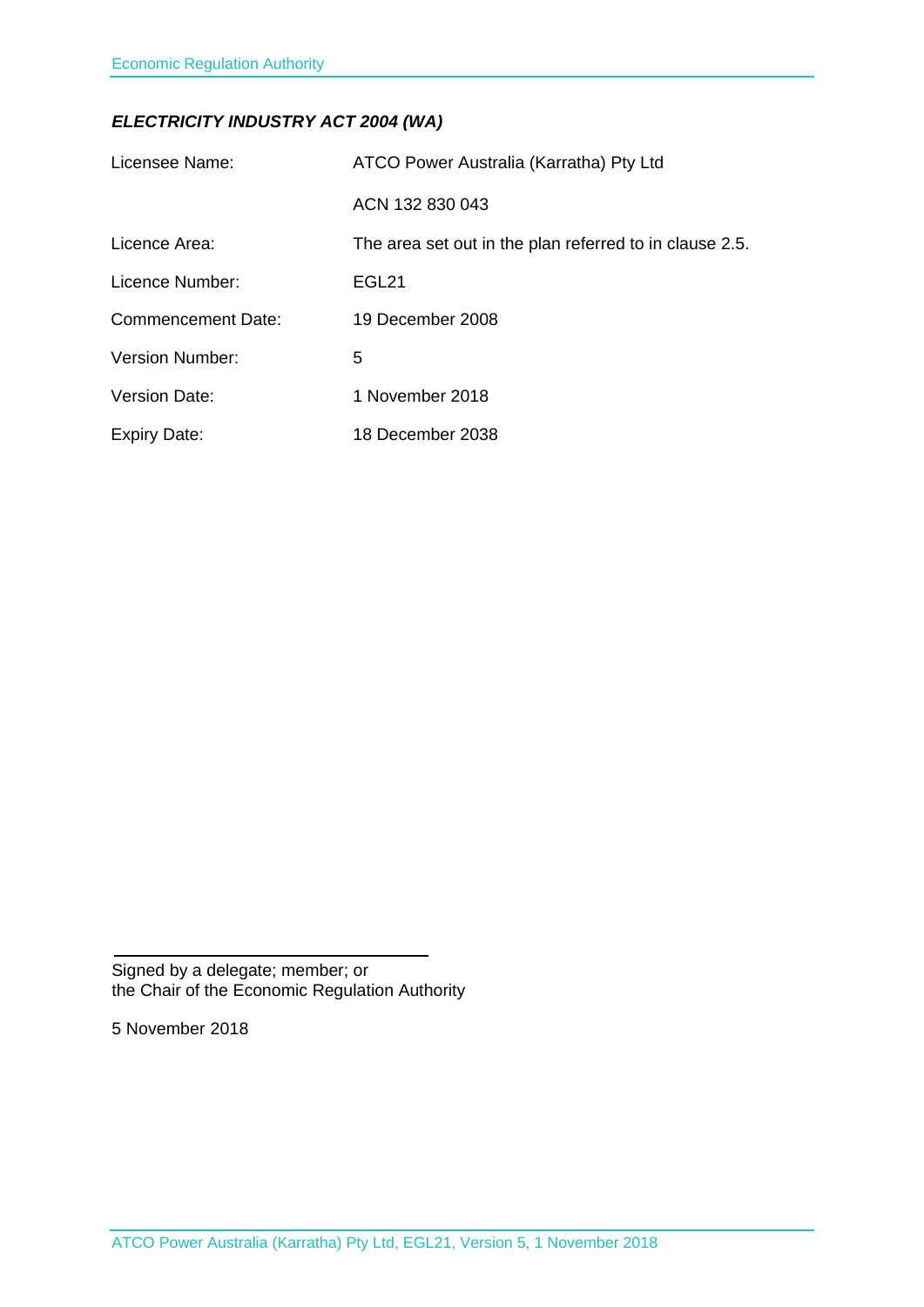***ELECTRICITY INDUSTRY ACT 2004 (WA)***

| | |
|---|---|
| Licensee Name: | ATCO Power Australia (Karratha) Pty Ltd |
| | ACN 132 830 043 |
| Licence Area: | The area set out in the plan referred to in clause 2.5. |
| Licence Number: | EGL21 |
| Commencement Date: | 19 December 2008 |
| Version Number: | 5 |
| Version Date: | 1 November 2018 |
| Expiry Date: | 18 December 2038 |

Signed by a delegate; member; or
the Chair of the Economic Regulation Authority

5 November 2018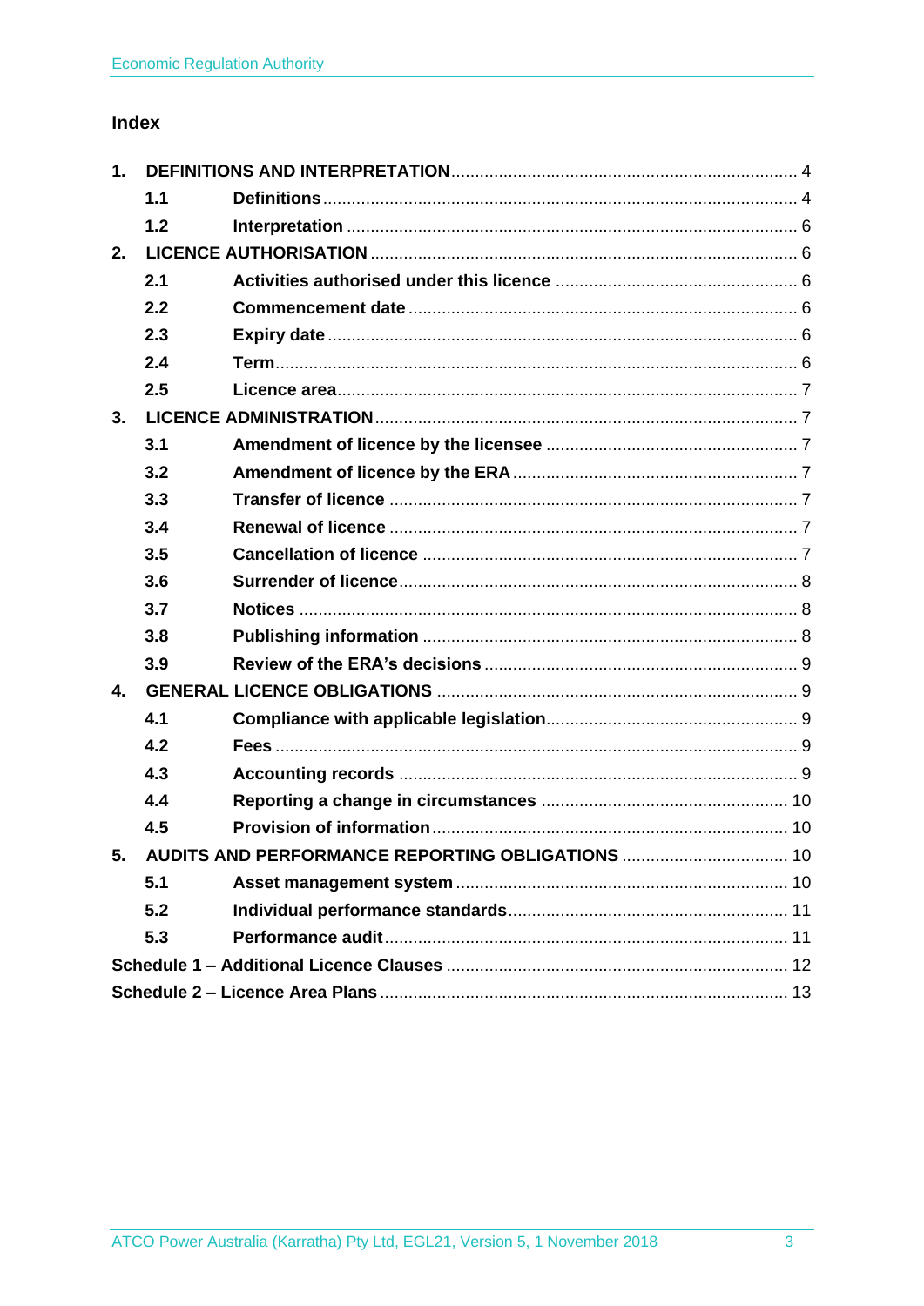## Index

| | | | |
|---|---|---|---|
| **1.** | **DEFINITIONS AND INTERPRETATION** | | 4 |
| | **1.1** | **Definitions** | 4 |
| | **1.2** | **Interpretation** | 6 |
| **2.** | **LICENCE AUTHORISATION** | | 6 |
| | **2.1** | **Activities authorised under this licence** | 6 |
| | **2.2** | **Commencement date** | 6 |
| | **2.3** | **Expiry date** | 6 |
| | **2.4** | **Term** | 6 |
| | **2.5** | **Licence area** | 7 |
| **3.** | **LICENCE ADMINISTRATION** | | 7 |
| | **3.1** | **Amendment of licence by the licensee** | 7 |
| | **3.2** | **Amendment of licence by the ERA** | 7 |
| | **3.3** | **Transfer of licence** | 7 |
| | **3.4** | **Renewal of licence** | 7 |
| | **3.5** | **Cancellation of licence** | 7 |
| | **3.6** | **Surrender of licence** | 8 |
| | **3.7** | **Notices** | 8 |
| | **3.8** | **Publishing information** | 8 |
| | **3.9** | **Review of the ERA's decisions** | 9 |
| **4.** | **GENERAL LICENCE OBLIGATIONS** | | 9 |
| | **4.1** | **Compliance with applicable legislation** | 9 |
| | **4.2** | **Fees** | 9 |
| | **4.3** | **Accounting records** | 9 |
| | **4.4** | **Reporting a change in circumstances** | 10 |
| | **4.5** | **Provision of information** | 10 |
| **5.** | **AUDITS AND PERFORMANCE REPORTING OBLIGATIONS** | | 10 |
| | **5.1** | **Asset management system** | 10 |
| | **5.2** | **Individual performance standards** | 11 |
| | **5.3** | **Performance audit** | 11 |
| **Schedule 1 – Additional Licence Clauses** | | | 12 |
| **Schedule 2 – Licence Area Plans** | | | 13 |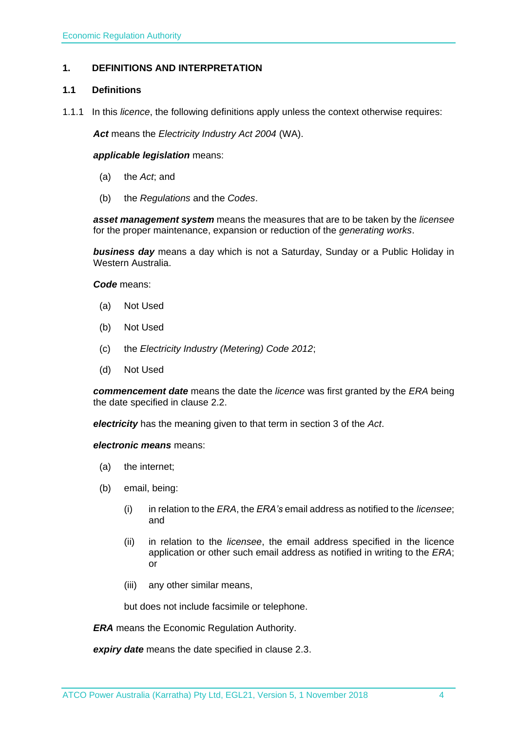## 1. DEFINITIONS AND INTERPRETATION

### 1.1 Definitions

1.1.1 In this *licence*, the following definitions apply unless the context otherwise requires:

***Act*** means the *Electricity Industry Act 2004* (WA).

***applicable legislation*** means:

(a) the *Act*; and

(b) the *Regulations* and the *Codes*.

***asset management system*** means the measures that are to be taken by the *licensee* for the proper maintenance, expansion or reduction of the *generating works*.

***business day*** means a day which is not a Saturday, Sunday or a Public Holiday in Western Australia.

***Code*** means:

(a) Not Used

(b) Not Used

(c) the *Electricity Industry (Metering) Code 2012*;

(d) Not Used

***commencement date*** means the date the *licence* was first granted by the *ERA* being the date specified in clause 2.2.

***electricity*** has the meaning given to that term in section 3 of the *Act*.

***electronic means*** means:

(a) the internet;

(b) email, being:

(i) in relation to the *ERA*, the *ERA's* email address as notified to the *licensee*; and

(ii) in relation to the *licensee*, the email address specified in the licence application or other such email address as notified in writing to the *ERA*; or

(iii) any other similar means,

but does not include facsimile or telephone.

***ERA*** means the Economic Regulation Authority.

***expiry date*** means the date specified in clause 2.3.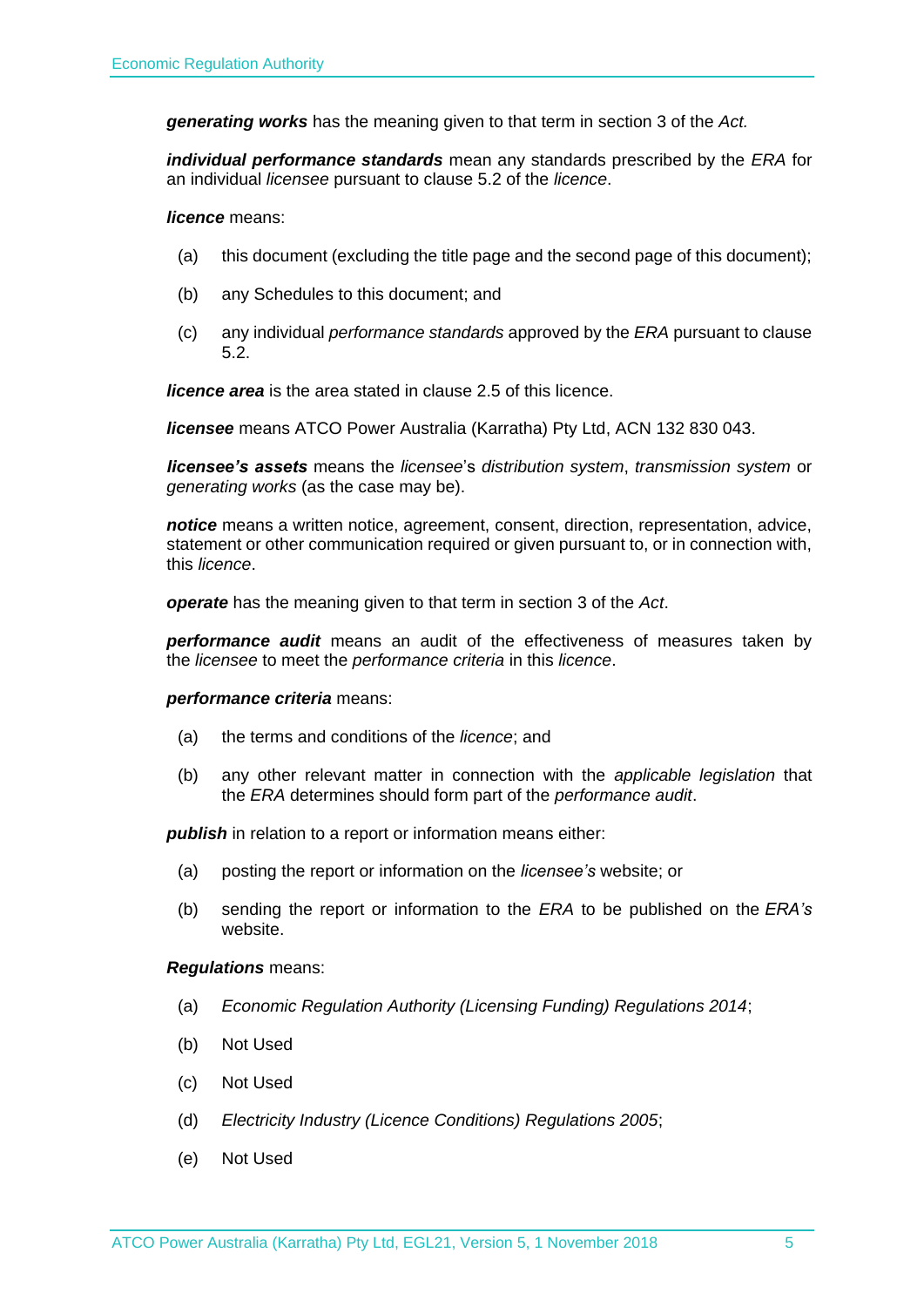***generating works*** has the meaning given to that term in section 3 of the *Act.*

***individual performance standards*** mean any standards prescribed by the *ERA* for an individual *licensee* pursuant to clause 5.2 of the *licence*.

***licence*** means:

(a) this document (excluding the title page and the second page of this document);

(b) any Schedules to this document; and

(c) any individual *performance standards* approved by the *ERA* pursuant to clause 5.2.

***licence area*** is the area stated in clause 2.5 of this licence.

***licensee*** means ATCO Power Australia (Karratha) Pty Ltd, ACN 132 830 043.

***licensee's assets*** means the *licensee*'s *distribution system*, *transmission system* or *generating works* (as the case may be).

***notice*** means a written notice, agreement, consent, direction, representation, advice, statement or other communication required or given pursuant to, or in connection with, this *licence*.

***operate*** has the meaning given to that term in section 3 of the *Act*.

***performance audit*** means an audit of the effectiveness of measures taken by the *licensee* to meet the *performance criteria* in this *licence*.

***performance criteria*** means:

(a) the terms and conditions of the *licence*; and

(b) any other relevant matter in connection with the *applicable legislation* that the *ERA* determines should form part of the *performance audit*.

***publish*** in relation to a report or information means either:

(a) posting the report or information on the *licensee's* website; or

(b) sending the report or information to the *ERA* to be published on the *ERA's* website.

***Regulations*** means:

(a) *Economic Regulation Authority (Licensing Funding) Regulations 2014*;

(b) Not Used

(c) Not Used

(d) *Electricity Industry (Licence Conditions) Regulations 2005*;

(e) Not Used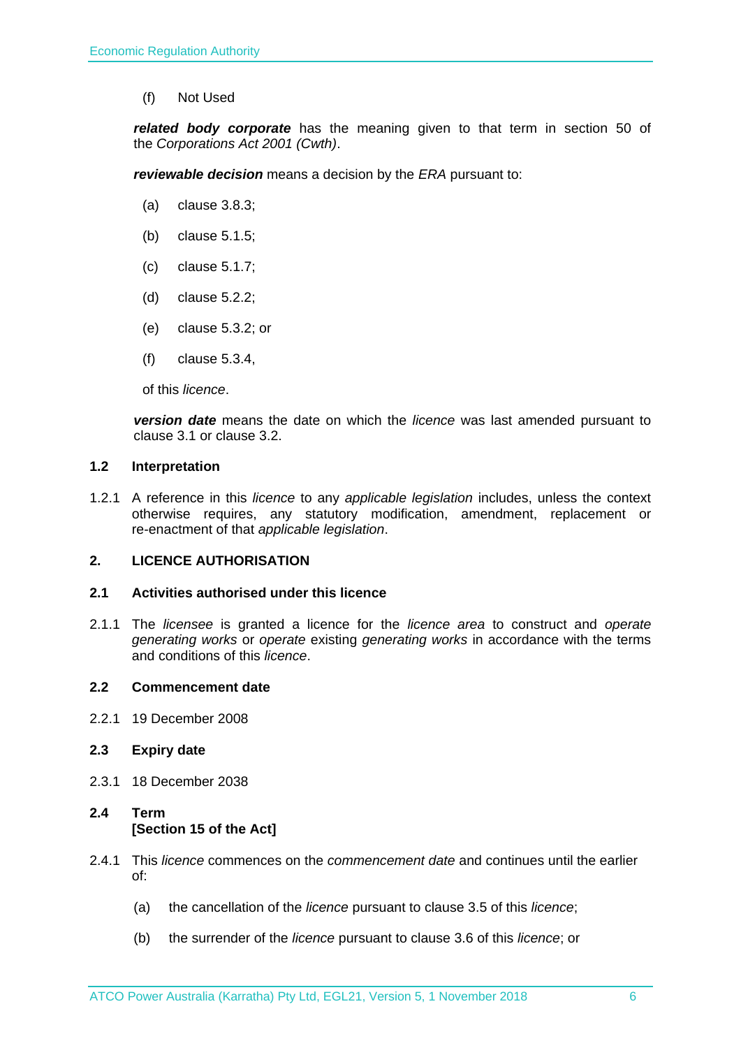(f) Not Used

***related body corporate*** has the meaning given to that term in section 50 of the *Corporations Act 2001 (Cwth)*.

***reviewable decision*** means a decision by the *ERA* pursuant to:

(a) clause 3.8.3;

(b) clause 5.1.5;

(c) clause 5.1.7;

(d) clause 5.2.2;

(e) clause 5.3.2; or

(f) clause 5.3.4,

of this *licence*.

***version date*** means the date on which the *licence* was last amended pursuant to clause 3.1 or clause 3.2.

### 1.2 Interpretation

1.2.1 A reference in this *licence* to any *applicable legislation* includes, unless the context otherwise requires, any statutory modification, amendment, replacement or re-enactment of that *applicable legislation*.

## 2. LICENCE AUTHORISATION

### 2.1 Activities authorised under this licence

2.1.1 The *licensee* is granted a licence for the *licence area* to construct and *operate generating works* or *operate* existing *generating works* in accordance with the terms and conditions of this *licence*.

### 2.2 Commencement date

2.2.1 19 December 2008

### 2.3 Expiry date

2.3.1 18 December 2038

### 2.4 Term [Section 15 of the Act]

2.4.1 This *licence* commences on the *commencement date* and continues until the earlier of:

(a) the cancellation of the *licence* pursuant to clause 3.5 of this *licence*;

(b) the surrender of the *licence* pursuant to clause 3.6 of this *licence*; or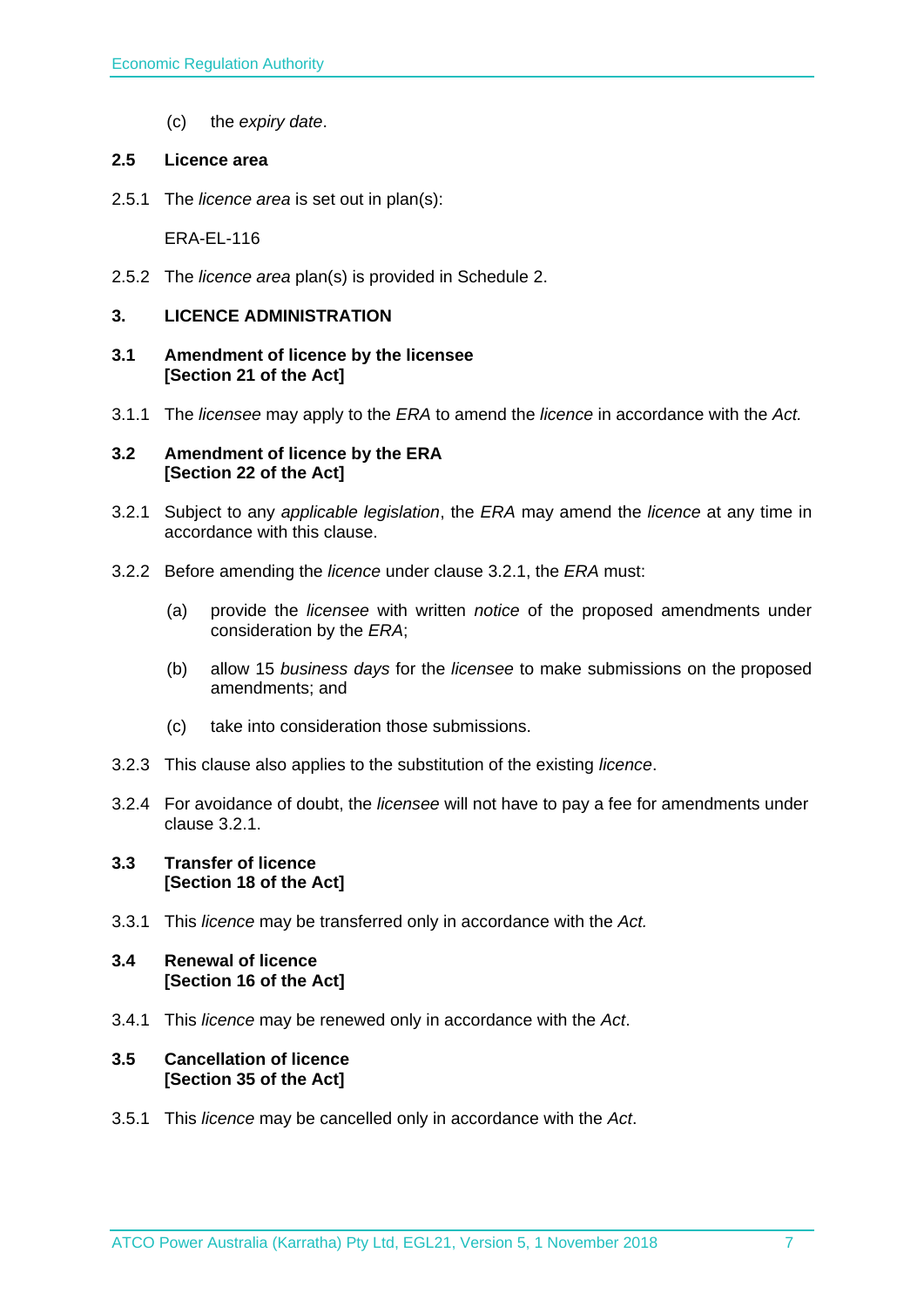(c) the *expiry date*.

### 2.5 Licence area

2.5.1 The *licence area* is set out in plan(s):

ERA-EL-116

2.5.2 The *licence area* plan(s) is provided in Schedule 2.

## 3. LICENCE ADMINISTRATION

### 3.1 Amendment of licence by the licensee [Section 21 of the Act]

3.1.1 The *licensee* may apply to the *ERA* to amend the *licence* in accordance with the *Act.*

### 3.2 Amendment of licence by the ERA [Section 22 of the Act]

3.2.1 Subject to any *applicable legislation*, the *ERA* may amend the *licence* at any time in accordance with this clause.

3.2.2 Before amending the *licence* under clause 3.2.1, the *ERA* must:

(a) provide the *licensee* with written *notice* of the proposed amendments under consideration by the *ERA*;

(b) allow 15 *business days* for the *licensee* to make submissions on the proposed amendments; and

(c) take into consideration those submissions.

3.2.3 This clause also applies to the substitution of the existing *licence*.

3.2.4 For avoidance of doubt, the *licensee* will not have to pay a fee for amendments under clause 3.2.1.

### 3.3 Transfer of licence [Section 18 of the Act]

3.3.1 This *licence* may be transferred only in accordance with the *Act.*

### 3.4 Renewal of licence [Section 16 of the Act]

3.4.1 This *licence* may be renewed only in accordance with the *Act*.

### 3.5 Cancellation of licence [Section 35 of the Act]

3.5.1 This *licence* may be cancelled only in accordance with the *Act*.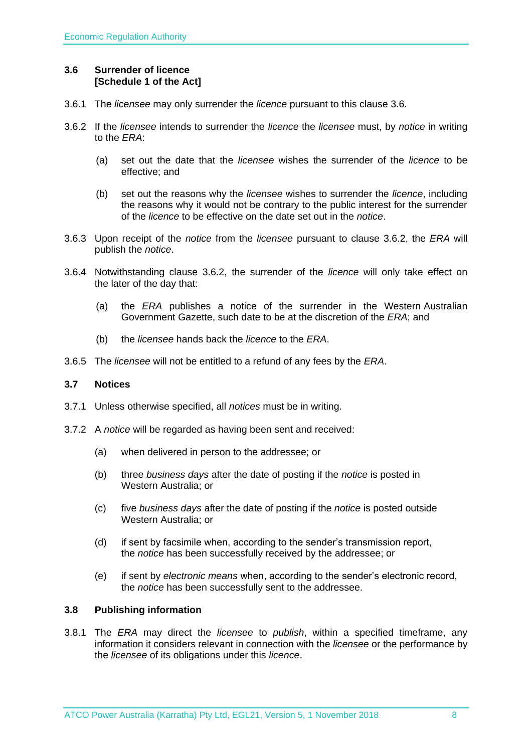### 3.6 Surrender of licence
### [Schedule 1 of the Act]

3.6.1 The *licensee* may only surrender the *licence* pursuant to this clause 3.6.

3.6.2 If the *licensee* intends to surrender the *licence* the *licensee* must, by *notice* in writing to the *ERA*:

(a) set out the date that the *licensee* wishes the surrender of the *licence* to be effective; and

(b) set out the reasons why the *licensee* wishes to surrender the *licence*, including the reasons why it would not be contrary to the public interest for the surrender of the *licence* to be effective on the date set out in the *notice*.

3.6.3 Upon receipt of the *notice* from the *licensee* pursuant to clause 3.6.2, the *ERA* will publish the *notice*.

3.6.4 Notwithstanding clause 3.6.2, the surrender of the *licence* will only take effect on the later of the day that:

(a) the *ERA* publishes a notice of the surrender in the Western Australian Government Gazette, such date to be at the discretion of the *ERA*; and

(b) the *licensee* hands back the *licence* to the *ERA*.

3.6.5 The *licensee* will not be entitled to a refund of any fees by the *ERA*.

### 3.7 Notices

3.7.1 Unless otherwise specified, all *notices* must be in writing.

3.7.2 A *notice* will be regarded as having been sent and received:

(a) when delivered in person to the addressee; or

(b) three *business days* after the date of posting if the *notice* is posted in Western Australia; or

(c) five *business days* after the date of posting if the *notice* is posted outside Western Australia; or

(d) if sent by facsimile when, according to the sender's transmission report, the *notice* has been successfully received by the addressee; or

(e) if sent by *electronic means* when, according to the sender's electronic record, the *notice* has been successfully sent to the addressee.

### 3.8 Publishing information

3.8.1 The *ERA* may direct the *licensee* to *publish*, within a specified timeframe, any information it considers relevant in connection with the *licensee* or the performance by the *licensee* of its obligations under this *licence*.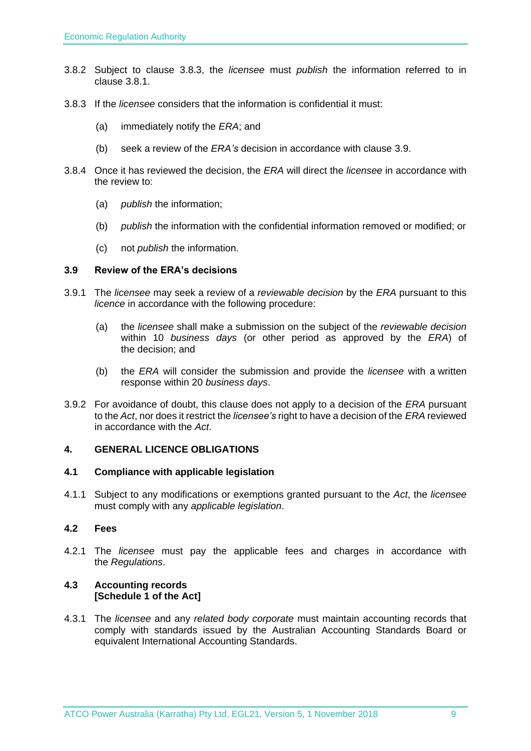3.8.2 Subject to clause 3.8.3, the *licensee* must *publish* the information referred to in clause 3.8.1.

3.8.3 If the *licensee* considers that the information is confidential it must:

(a) immediately notify the *ERA*; and

(b) seek a review of the *ERA's* decision in accordance with clause 3.9.

3.8.4 Once it has reviewed the decision, the *ERA* will direct the *licensee* in accordance with the review to:

(a) *publish* the information;

(b) *publish* the information with the confidential information removed or modified; or

(c) not *publish* the information.

### 3.9 Review of the ERA's decisions

3.9.1 The *licensee* may seek a review of a *reviewable decision* by the *ERA* pursuant to this *licence* in accordance with the following procedure:

(a) the *licensee* shall make a submission on the subject of the *reviewable decision* within 10 *business days* (or other period as approved by the *ERA*) of the decision; and

(b) the *ERA* will consider the submission and provide the *licensee* with a written response within 20 *business days*.

3.9.2 For avoidance of doubt, this clause does not apply to a decision of the *ERA* pursuant to the *Act*, nor does it restrict the *licensee's* right to have a decision of the *ERA* reviewed in accordance with the *Act*.

## 4. GENERAL LICENCE OBLIGATIONS

### 4.1 Compliance with applicable legislation

4.1.1 Subject to any modifications or exemptions granted pursuant to the *Act*, the *licensee* must comply with any *applicable legislation*.

### 4.2 Fees

4.2.1 The *licensee* must pay the applicable fees and charges in accordance with the *Regulations*.

### 4.3 Accounting records [Schedule 1 of the Act]

4.3.1 The *licensee* and any *related body corporate* must maintain accounting records that comply with standards issued by the Australian Accounting Standards Board or equivalent International Accounting Standards.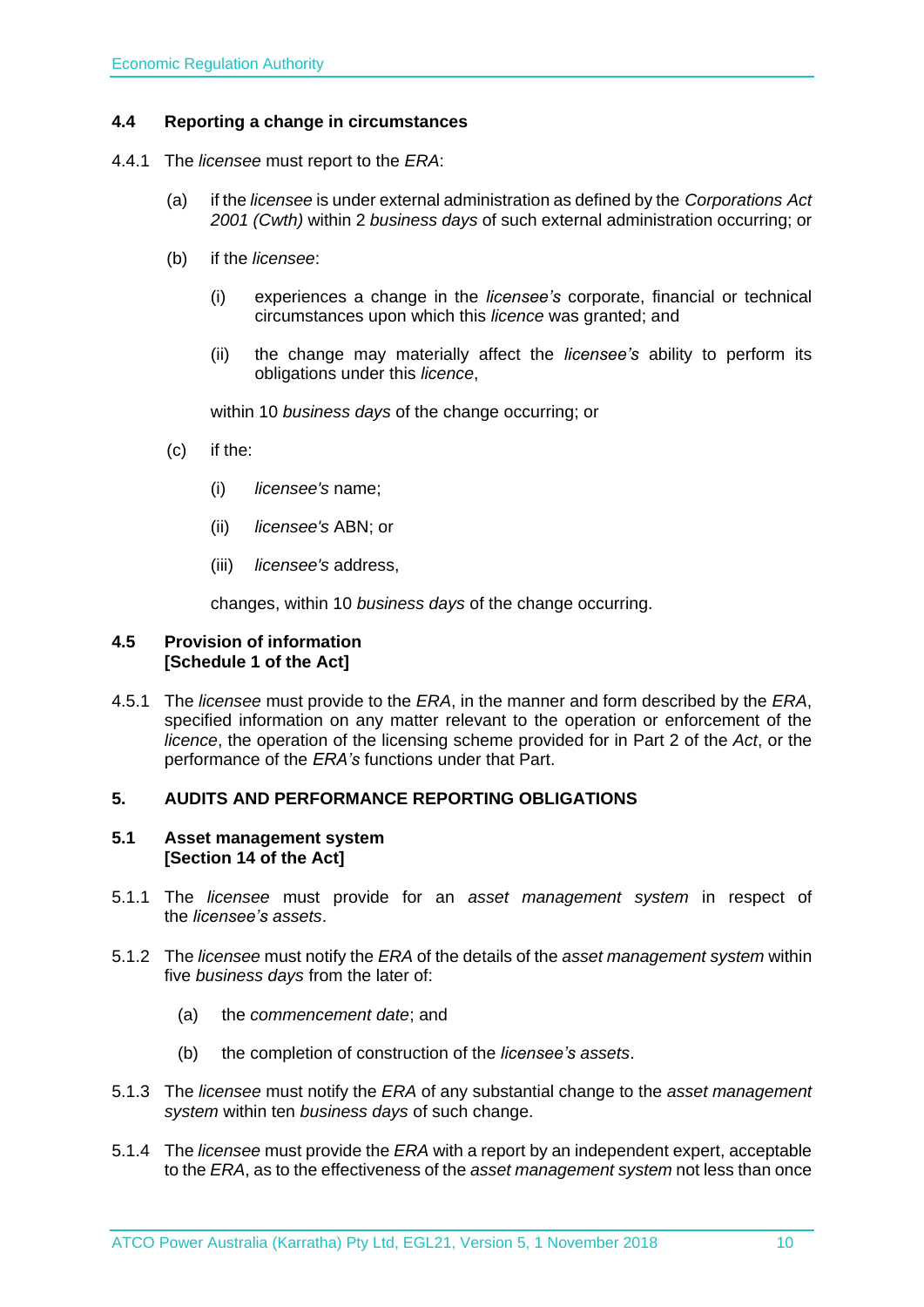### 4.4 Reporting a change in circumstances

4.4.1 The *licensee* must report to the *ERA*:

(a) if the *licensee* is under external administration as defined by the *Corporations Act 2001 (Cwth)* within 2 *business days* of such external administration occurring; or

(b) if the *licensee*:

(i) experiences a change in the *licensee's* corporate, financial or technical circumstances upon which this *licence* was granted; and

(ii) the change may materially affect the *licensee's* ability to perform its obligations under this *licence*,

within 10 *business days* of the change occurring; or

(c) if the:

(i) *licensee's* name;

(ii) *licensee's* ABN; or

(iii) *licensee's* address,

changes, within 10 *business days* of the change occurring.

### 4.5 Provision of information [Schedule 1 of the Act]

4.5.1 The *licensee* must provide to the *ERA*, in the manner and form described by the *ERA*, specified information on any matter relevant to the operation or enforcement of the *licence*, the operation of the licensing scheme provided for in Part 2 of the *Act*, or the performance of the *ERA's* functions under that Part.

## 5. AUDITS AND PERFORMANCE REPORTING OBLIGATIONS

### 5.1 Asset management system [Section 14 of the Act]

5.1.1 The *licensee* must provide for an *asset management system* in respect of the *licensee's assets*.

5.1.2 The *licensee* must notify the *ERA* of the details of the *asset management system* within five *business days* from the later of:

(a) the *commencement date*; and

(b) the completion of construction of the *licensee's assets*.

5.1.3 The *licensee* must notify the *ERA* of any substantial change to the *asset management system* within ten *business days* of such change.

5.1.4 The *licensee* must provide the *ERA* with a report by an independent expert, acceptable to the *ERA*, as to the effectiveness of the *asset management system* not less than once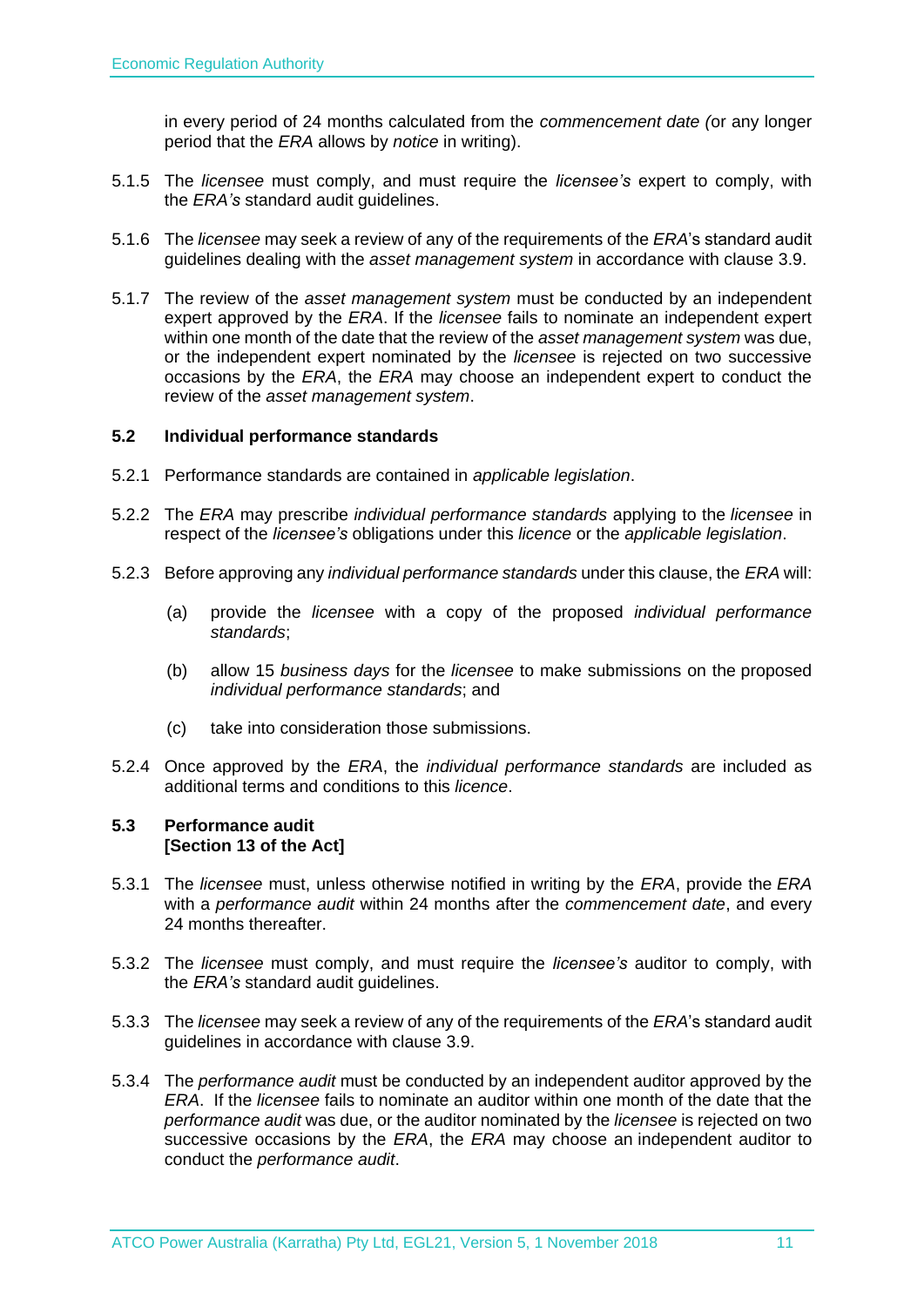in every period of 24 months calculated from the *commencement date (*or any longer period that the *ERA* allows by *notice* in writing).

5.1.5 The *licensee* must comply, and must require the *licensee's* expert to comply, with the *ERA's* standard audit guidelines.

5.1.6 The *licensee* may seek a review of any of the requirements of the *ERA*'s standard audit guidelines dealing with the *asset management system* in accordance with clause 3.9.

5.1.7 The review of the *asset management system* must be conducted by an independent expert approved by the *ERA*. If the *licensee* fails to nominate an independent expert within one month of the date that the review of the *asset management system* was due, or the independent expert nominated by the *licensee* is rejected on two successive occasions by the *ERA*, the *ERA* may choose an independent expert to conduct the review of the *asset management system*.

### 5.2 Individual performance standards

5.2.1 Performance standards are contained in *applicable legislation*.

5.2.2 The *ERA* may prescribe *individual performance standards* applying to the *licensee* in respect of the *licensee's* obligations under this *licence* or the *applicable legislation*.

5.2.3 Before approving any *individual performance standards* under this clause, the *ERA* will:

(a) provide the *licensee* with a copy of the proposed *individual performance standards*;

(b) allow 15 *business days* for the *licensee* to make submissions on the proposed *individual performance standards*; and

(c) take into consideration those submissions.

5.2.4 Once approved by the *ERA*, the *individual performance standards* are included as additional terms and conditions to this *licence*.

### 5.3 Performance audit [Section 13 of the Act]

5.3.1 The *licensee* must, unless otherwise notified in writing by the *ERA*, provide the *ERA* with a *performance audit* within 24 months after the *commencement date*, and every 24 months thereafter.

5.3.2 The *licensee* must comply, and must require the *licensee's* auditor to comply, with the *ERA's* standard audit guidelines.

5.3.3 The *licensee* may seek a review of any of the requirements of the *ERA*'s standard audit guidelines in accordance with clause 3.9.

5.3.4 The *performance audit* must be conducted by an independent auditor approved by the *ERA*. If the *licensee* fails to nominate an auditor within one month of the date that the *performance audit* was due, or the auditor nominated by the *licensee* is rejected on two successive occasions by the *ERA*, the *ERA* may choose an independent auditor to conduct the *performance audit*.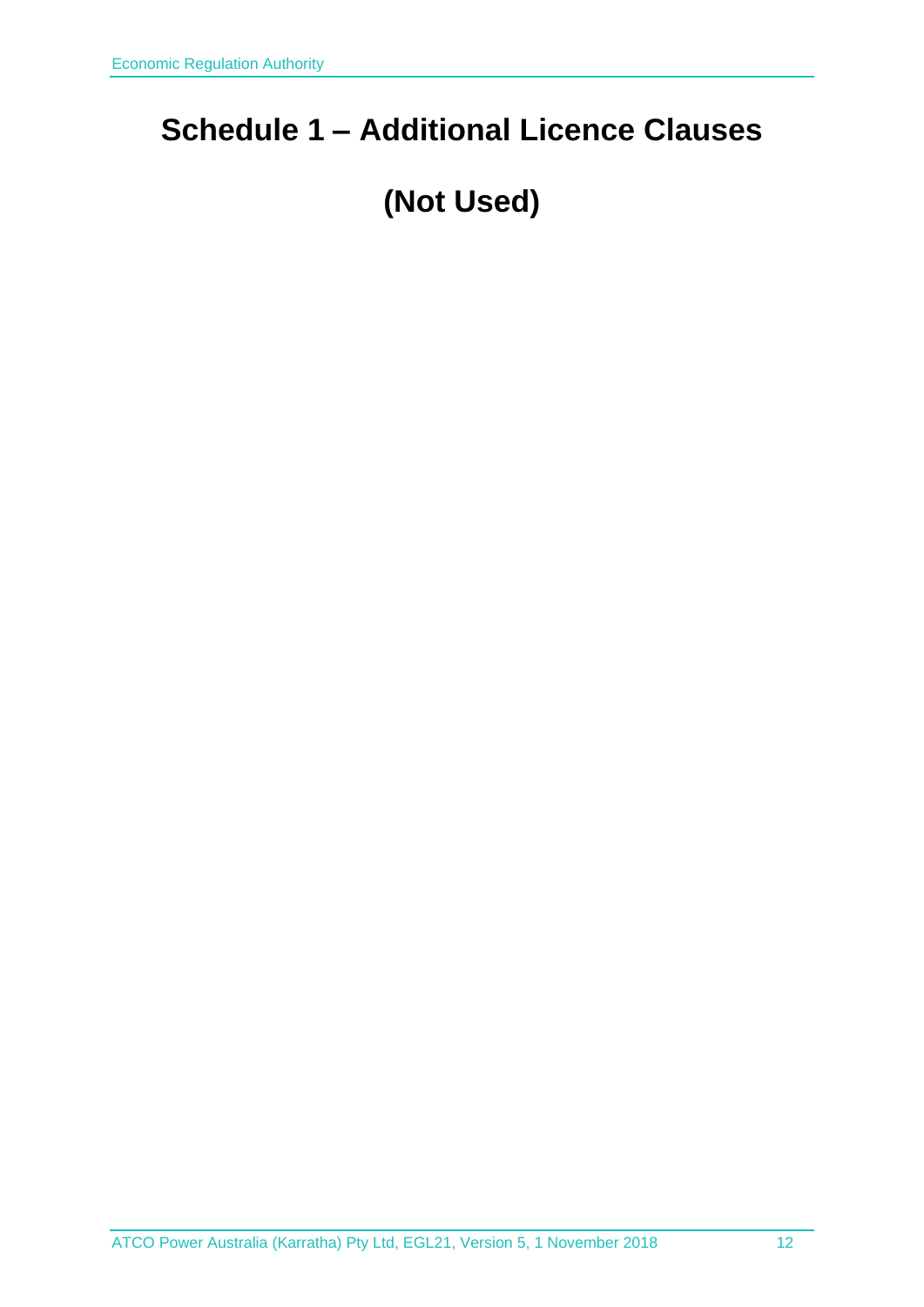# Schedule 1 – Additional Licence Clauses

# (Not Used)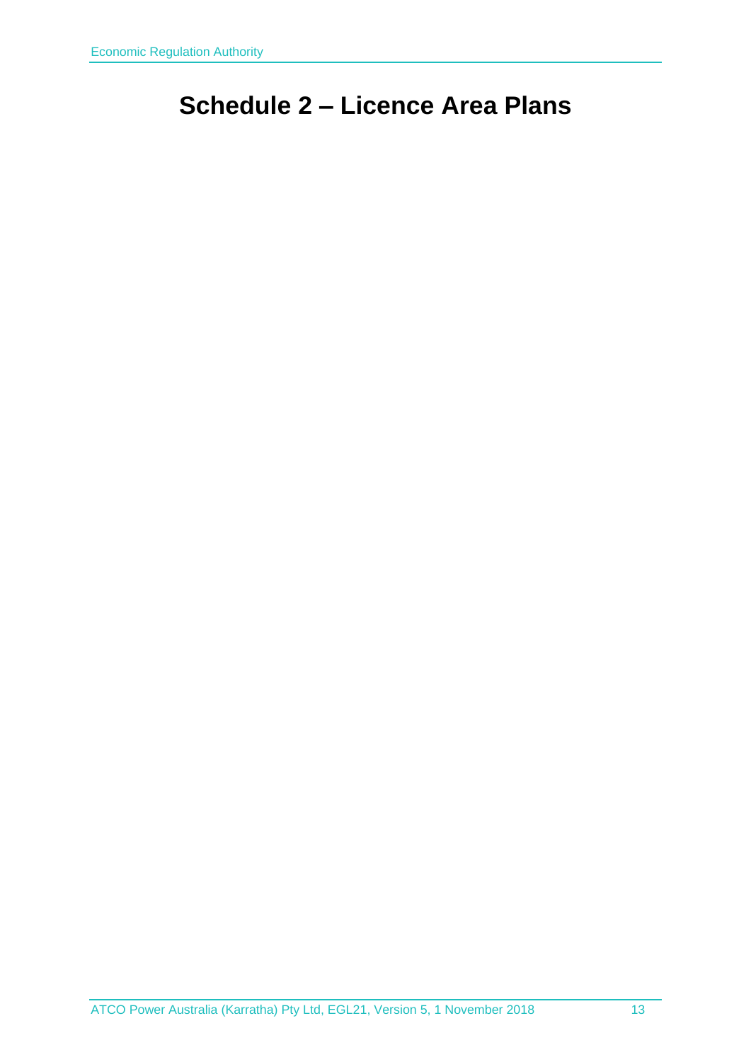# Schedule 2 – Licence Area Plans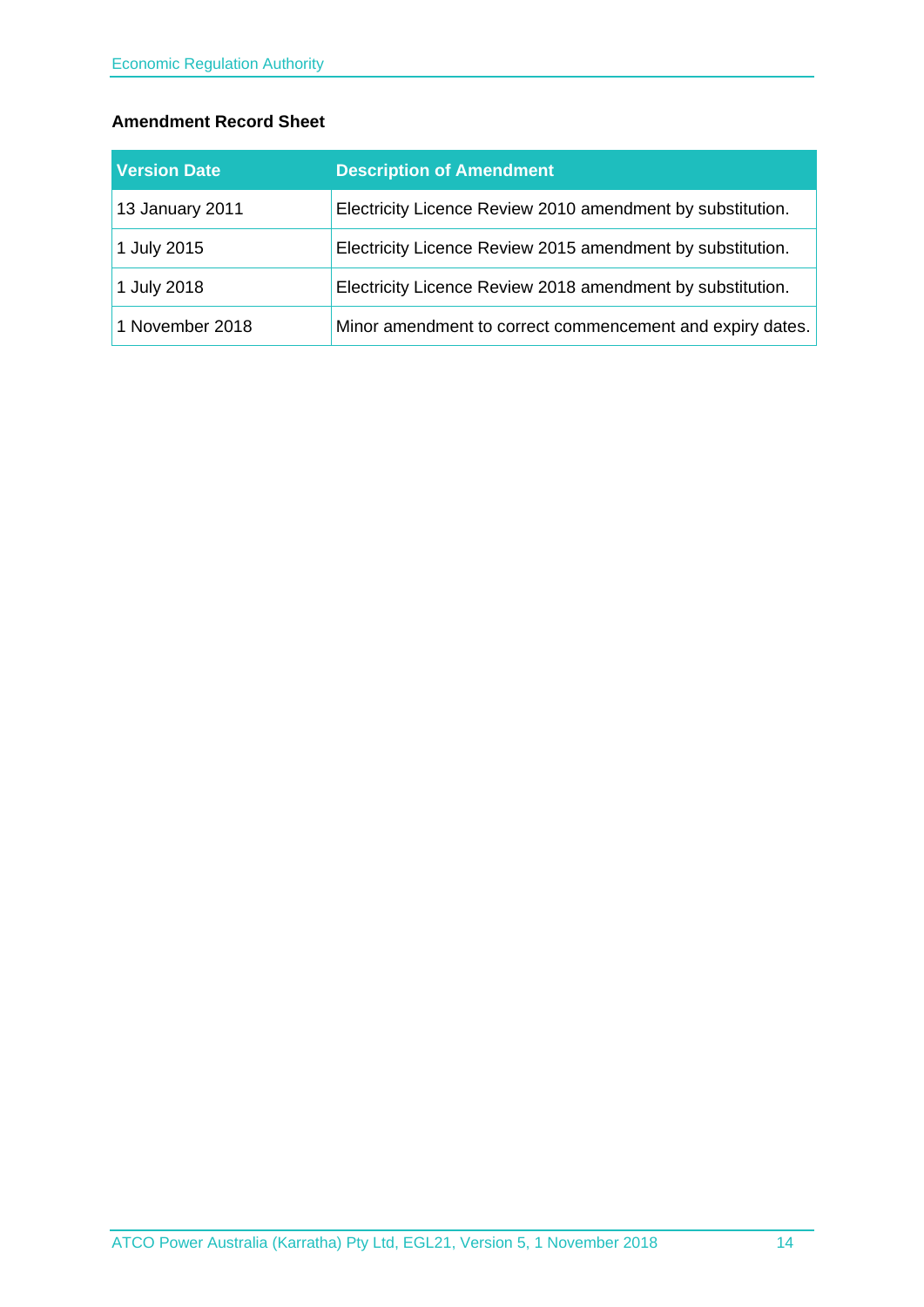**Amendment Record Sheet**

| Version Date | Description of Amendment |
|---|---|
| 13 January 2011 | Electricity Licence Review 2010 amendment by substitution. |
| 1 July 2015 | Electricity Licence Review 2015 amendment by substitution. |
| 1 July 2018 | Electricity Licence Review 2018 amendment by substitution. |
| 1 November 2018 | Minor amendment to correct commencement and expiry dates. |